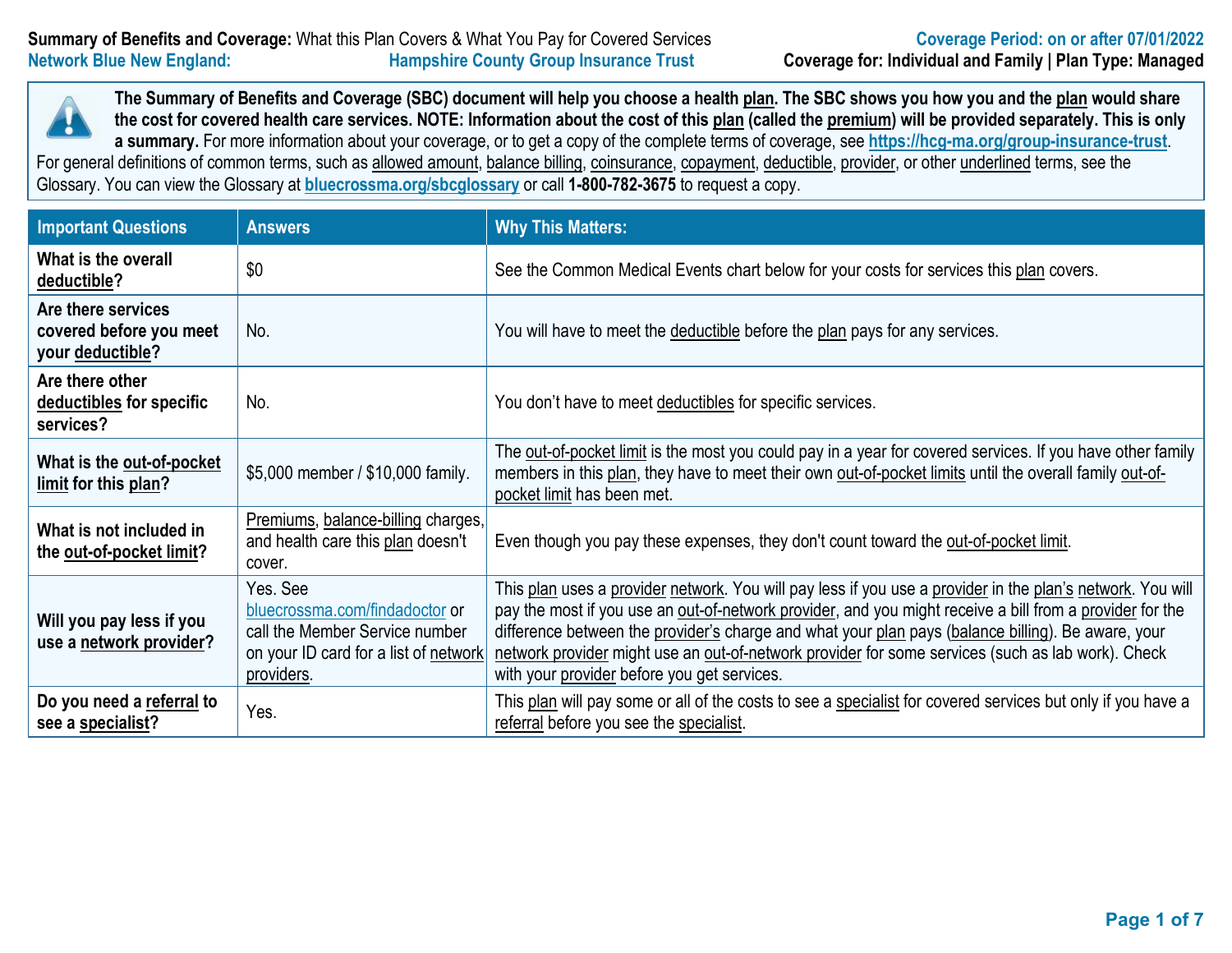**Summary of Benefits and Coverage:** What this Plan Covers & What You Pay for Covered Services

**Coverage Period: on or after 07/01/2022**

**Network Blue New England: Hampshire County Group Insurance Trust**

**Coverage for: Individual and Family | Plan Type: Managed**

**The Summary of Benefits and Coverage (SBC) document will help you choose a health plan. The SBC shows you how you and the plan would share the cost for covered health care services. NOTE: Information about the cost of this plan (called the premium) will be provided separately. This is only a summary.** For more information about your coverage, or to get a copy of the complete terms of coverage, see **https://hcg-ma.org/group-insurance-trust**. For general definitions of common terms, such as allowed amount, balance billing, coinsurance, copayment, deductible, provider, or other underlined terms, see the Glossary. You can view the Glossary at **bluecrossma.org/sbcglossary** or call **1-800-782-3675** to request a copy.

| Important Questions | Answers | Why This Matters: |
| --- | --- | --- |
| **What is the overall deductible?** | $0 | See the Common Medical Events chart below for your costs for services this plan covers. |
| **Are there services covered before you meet your deductible?** | No. | You will have to meet the deductible before the plan pays for any services. |
| **Are there other deductibles for specific services?** | No. | You don't have to meet deductibles for specific services. |
| **What is the out-of-pocket limit for this plan?** | $5,000 member / $10,000 family. | The out-of-pocket limit is the most you could pay in a year for covered services. If you have other family members in this plan, they have to meet their own out-of-pocket limits until the overall family out-of-pocket limit has been met. |
| **What is not included in the out-of-pocket limit?** | Premiums, balance-billing charges, and health care this plan doesn't cover. | Even though you pay these expenses, they don't count toward the out-of-pocket limit. |
| **Will you pay less if you use a network provider?** | Yes. See bluecrossma.com/findadoctor or call the Member Service number on your ID card for a list of network providers. | This plan uses a provider network. You will pay less if you use a provider in the plan's network. You will pay the most if you use an out-of-network provider, and you might receive a bill from a provider for the difference between the provider's charge and what your plan pays (balance billing). Be aware, your network provider might use an out-of-network provider for some services (such as lab work). Check with your provider before you get services. |
| **Do you need a referral to see a specialist?** | Yes. | This plan will pay some or all of the costs to see a specialist for covered services but only if you have a referral before you see the specialist. |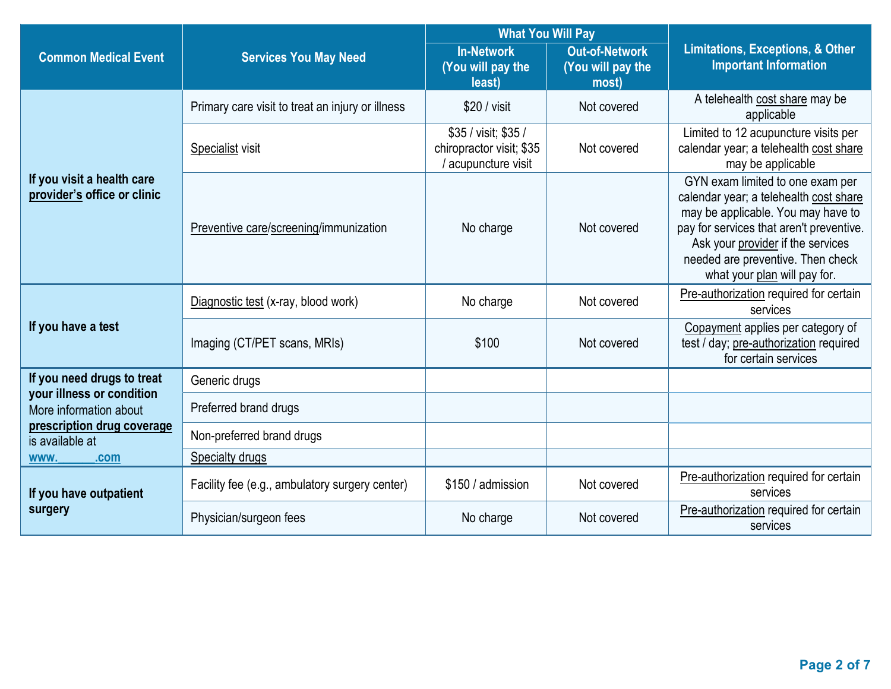| Common Medical Event | Services You May Need | What You Will Pay | | Limitations, Exceptions, & Other Important Information |
|---|---|---|---|---|
| | | In-Network (You will pay the least) | Out-of-Network (You will pay the most) | |
| If you visit a health care provider's office or clinic | Primary care visit to treat an injury or illness | $20 / visit | Not covered | A telehealth cost share may be applicable |
| | Specialist visit | $35 / visit; $35 / chiropractor visit; $35 / acupuncture visit | Not covered | Limited to 12 acupuncture visits per calendar year; a telehealth cost share may be applicable |
| | Preventive care/screening/immunization | No charge | Not covered | GYN exam limited to one exam per calendar year; a telehealth cost share may be applicable. You may have to pay for services that aren't preventive. Ask your provider if the services needed are preventive. Then check what your plan will pay for. |
| If you have a test | Diagnostic test (x-ray, blood work) | No charge | Not covered | Pre-authorization required for certain services |
| | Imaging (CT/PET scans, MRIs) | $100 | Not covered | Copayment applies per category of test / day; pre-authorization required for certain services |
| **If you need drugs to treat your illness or condition** More information about **prescription drug coverage** is available at **www.\_\_\_\_\_\_.com** | Generic drugs | | | |
| | Preferred brand drugs | | | |
| | Non-preferred brand drugs | | | |
| | Specialty drugs | | | |
| If you have outpatient surgery | Facility fee (e.g., ambulatory surgery center) | $150 / admission | Not covered | Pre-authorization required for certain services |
| | Physician/surgeon fees | No charge | Not covered | Pre-authorization required for certain services |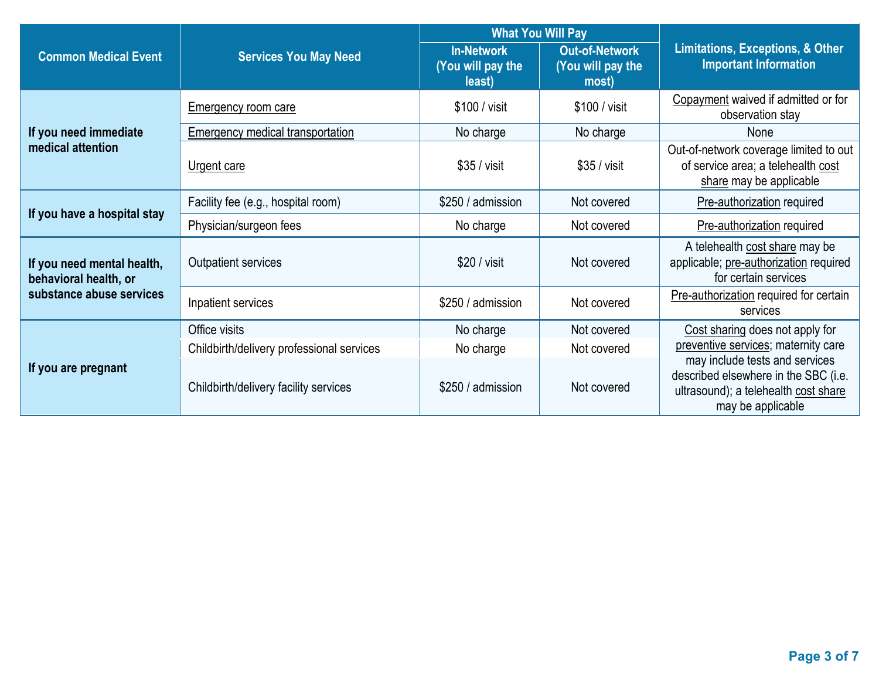| Common Medical Event | Services You May Need | What You Will Pay | | Limitations, Exceptions, & Other Important Information |
|---|---|---|---|---|
| | | In-Network (You will pay the least) | Out-of-Network (You will pay the most) | |
| If you need immediate medical attention | Emergency room care | $100 / visit | $100 / visit | Copayment waived if admitted or for observation stay |
| | Emergency medical transportation | No charge | No charge | None |
| | Urgent care | $35 / visit | $35 / visit | Out-of-network coverage limited to out of service area; a telehealth cost share may be applicable |
| If you have a hospital stay | Facility fee (e.g., hospital room) | $250 / admission | Not covered | Pre-authorization required |
| | Physician/surgeon fees | No charge | Not covered | Pre-authorization required |
| If you need mental health, behavioral health, or substance abuse services | Outpatient services | $20 / visit | Not covered | A telehealth cost share may be applicable; pre-authorization required for certain services |
| | Inpatient services | $250 / admission | Not covered | Pre-authorization required for certain services |
| If you are pregnant | Office visits | No charge | Not covered | Cost sharing does not apply for preventive services; maternity care may include tests and services described elsewhere in the SBC (i.e. ultrasound); a telehealth cost share may be applicable |
| | Childbirth/delivery professional services | No charge | Not covered | |
| | Childbirth/delivery facility services | $250 / admission | Not covered | |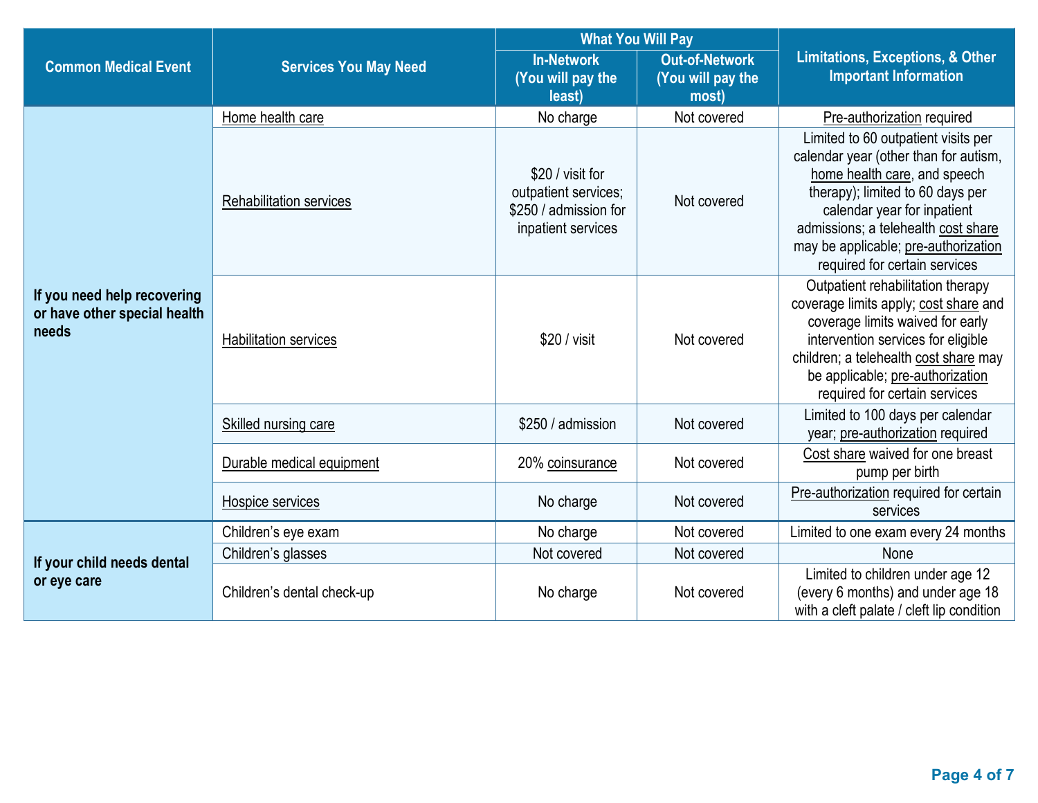| Common Medical Event | Services You May Need | What You Will Pay | | Limitations, Exceptions, & Other Important Information |
|---|---|---|---|---|
| | | In-Network (You will pay the least) | Out-of-Network (You will pay the most) | |
| If you need help recovering or have other special health needs | Home health care | No charge | Not covered | Pre-authorization required |
| | Rehabilitation services | $20 / visit for outpatient services; $250 / admission for inpatient services | Not covered | Limited to 60 outpatient visits per calendar year (other than for autism, home health care, and speech therapy); limited to 60 days per calendar year for inpatient admissions; a telehealth cost share may be applicable; pre-authorization required for certain services |
| | Habilitation services | $20 / visit | Not covered | Outpatient rehabilitation therapy coverage limits apply; cost share and coverage limits waived for early intervention services for eligible children; a telehealth cost share may be applicable; pre-authorization required for certain services |
| | Skilled nursing care | $250 / admission | Not covered | Limited to 100 days per calendar year; pre-authorization required |
| | Durable medical equipment | 20% coinsurance | Not covered | Cost share waived for one breast pump per birth |
| | Hospice services | No charge | Not covered | Pre-authorization required for certain services |
| If your child needs dental or eye care | Children's eye exam | No charge | Not covered | Limited to one exam every 24 months |
| | Children's glasses | Not covered | Not covered | None |
| | Children's dental check-up | No charge | Not covered | Limited to children under age 12 (every 6 months) and under age 18 with a cleft palate / cleft lip condition |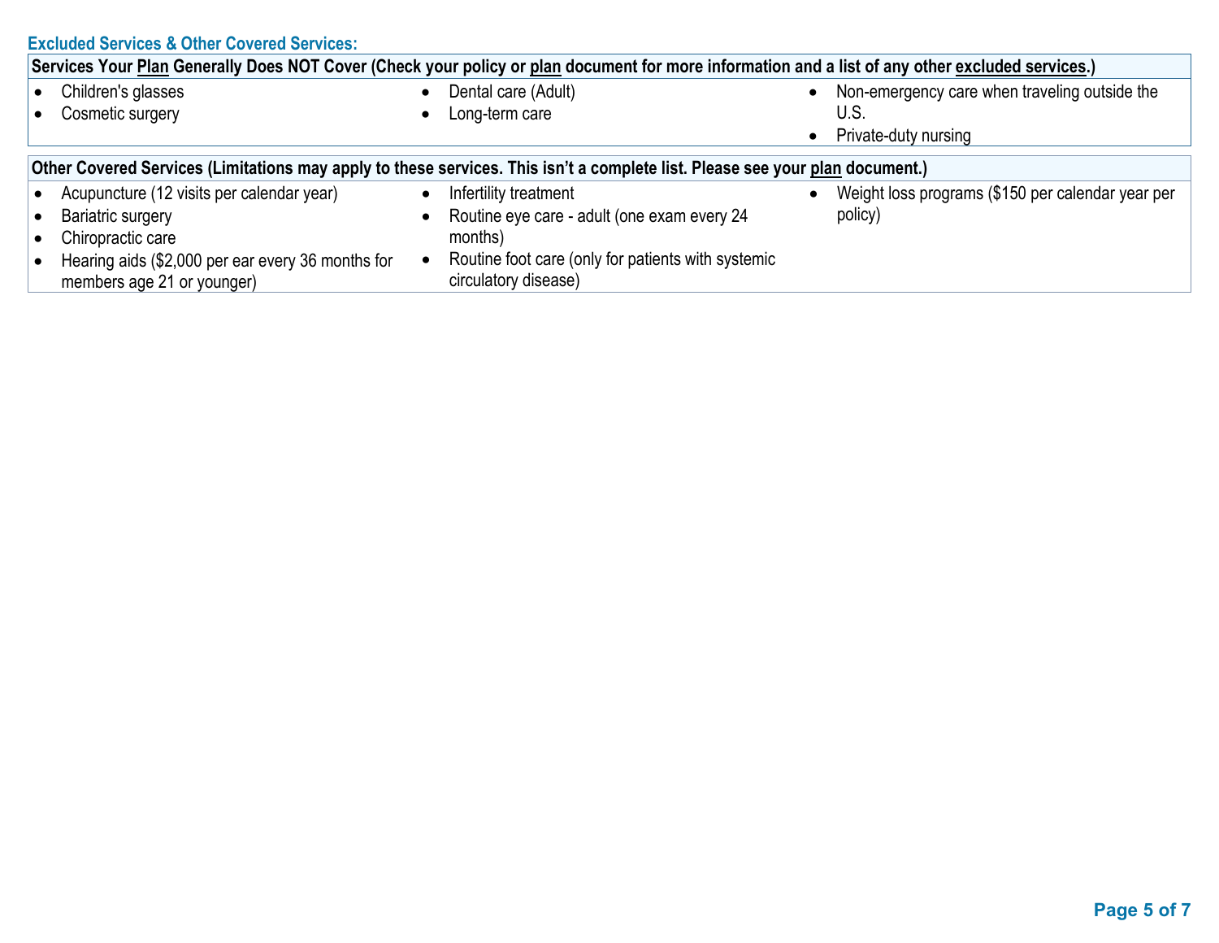## Excluded Services & Other Covered Services:

**Services Your Plan Generally Does NOT Cover (Check your policy or plan document for more information and a list of any other excluded services.)**

- Children's glasses
- Cosmetic surgery
- Dental care (Adult)
- Long-term care
- Non-emergency care when traveling outside the U.S.
- Private-duty nursing

**Other Covered Services (Limitations may apply to these services. This isn't a complete list. Please see your plan document.)**

- Acupuncture (12 visits per calendar year)
- Bariatric surgery
- Chiropractic care
- Hearing aids ($2,000 per ear every 36 months for members age 21 or younger)
- Infertility treatment
- Routine eye care - adult (one exam every 24 months)
- Routine foot care (only for patients with systemic circulatory disease)
- Weight loss programs ($150 per calendar year per policy)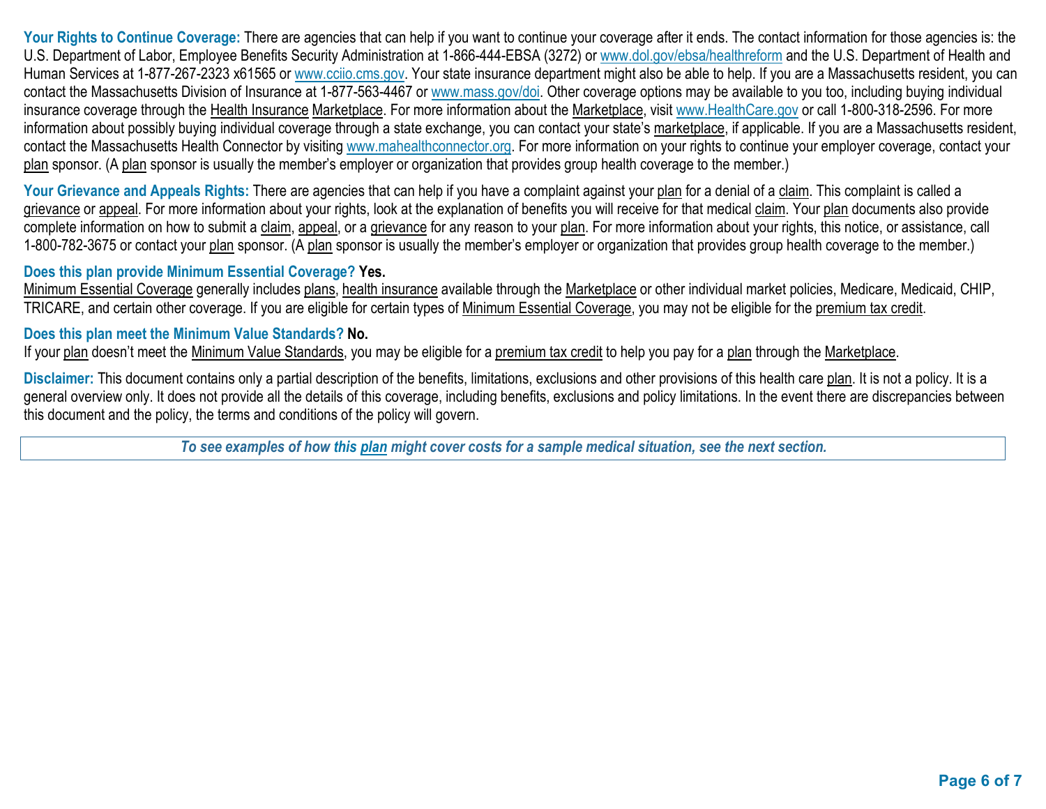**Your Rights to Continue Coverage:** There are agencies that can help if you want to continue your coverage after it ends. The contact information for those agencies is: the U.S. Department of Labor, Employee Benefits Security Administration at 1-866-444-EBSA (3272) or www.dol.gov/ebsa/healthreform and the U.S. Department of Health and Human Services at 1-877-267-2323 x61565 or www.cciio.cms.gov. Your state insurance department might also be able to help. If you are a Massachusetts resident, you can contact the Massachusetts Division of Insurance at 1-877-563-4467 or www.mass.gov/doi. Other coverage options may be available to you too, including buying individual insurance coverage through the Health Insurance Marketplace. For more information about the Marketplace, visit www.HealthCare.gov or call 1-800-318-2596. For more information about possibly buying individual coverage through a state exchange, you can contact your state's marketplace, if applicable. If you are a Massachusetts resident, contact the Massachusetts Health Connector by visiting www.mahealthconnector.org. For more information on your rights to continue your employer coverage, contact your plan sponsor. (A plan sponsor is usually the member's employer or organization that provides group health coverage to the member.)

**Your Grievance and Appeals Rights:** There are agencies that can help if you have a complaint against your plan for a denial of a claim. This complaint is called a grievance or appeal. For more information about your rights, look at the explanation of benefits you will receive for that medical claim. Your plan documents also provide complete information on how to submit a claim, appeal, or a grievance for any reason to your plan. For more information about your rights, this notice, or assistance, call 1-800-782-3675 or contact your plan sponsor. (A plan sponsor is usually the member's employer or organization that provides group health coverage to the member.)

**Does this plan provide Minimum Essential Coverage? Yes.**
Minimum Essential Coverage generally includes plans, health insurance available through the Marketplace or other individual market policies, Medicare, Medicaid, CHIP, TRICARE, and certain other coverage. If you are eligible for certain types of Minimum Essential Coverage, you may not be eligible for the premium tax credit.

**Does this plan meet the Minimum Value Standards? No.**
If your plan doesn't meet the Minimum Value Standards, you may be eligible for a premium tax credit to help you pay for a plan through the Marketplace.

**Disclaimer:** This document contains only a partial description of the benefits, limitations, exclusions and other provisions of this health care plan. It is not a policy. It is a general overview only. It does not provide all the details of this coverage, including benefits, exclusions and policy limitations. In the event there are discrepancies between this document and the policy, the terms and conditions of the policy will govern.

***To see examples of how this plan might cover costs for a sample medical situation, see the next section.***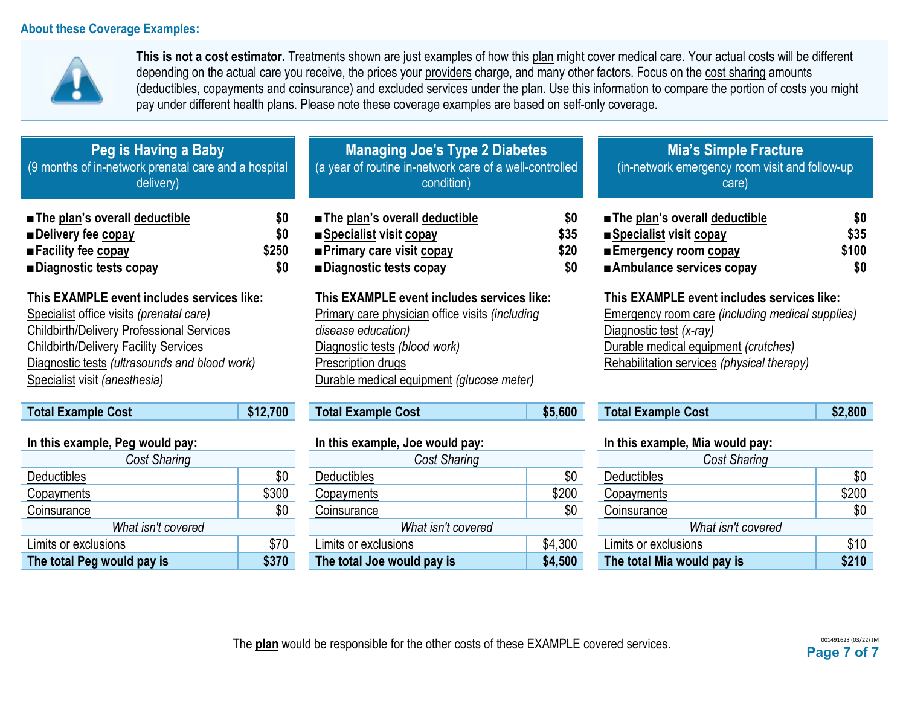**About these Coverage Examples:**

**This is not a cost estimator.** Treatments shown are just examples of how this plan might cover medical care. Your actual costs will be different depending on the actual care you receive, the prices your providers charge, and many other factors. Focus on the cost sharing amounts (deductibles, copayments and coinsurance) and excluded services under the plan. Use this information to compare the portion of costs you might pay under different health plans. Please note these coverage examples are based on self-only coverage.

## Peg is Having a Baby

(9 months of in-network prenatal care and a hospital delivery)

| | |
|---|---|
| ■ **The plan's overall deductible** | **$0** |
| ■ **Delivery fee copay** | **$0** |
| ■ **Facility fee copay** | **$250** |
| ■ **Diagnostic tests copay** | **$0** |

**This EXAMPLE event includes services like:**
Specialist office visits *(prenatal care)*
Childbirth/Delivery Professional Services
Childbirth/Delivery Facility Services
Diagnostic tests *(ultrasounds and blood work)*
Specialist visit *(anesthesia)*

| **Total Example Cost** | **$12,700** |
|---|---|

**In this example, Peg would pay:**

| *Cost Sharing* | |
|---|---|
| Deductibles | $0 |
| Copayments | $300 |
| Coinsurance | $0 |
| *What isn't covered* | |
| Limits or exclusions | $70 |
| **The total Peg would pay is** | **$370** |

## Managing Joe's Type 2 Diabetes

(a year of routine in-network care of a well-controlled condition)

| | |
|---|---|
| ■ **The plan's overall deductible** | **$0** |
| ■ **Specialist visit copay** | **$35** |
| ■ **Primary care visit copay** | **$20** |
| ■ **Diagnostic tests copay** | **$0** |

**This EXAMPLE event includes services like:**
Primary care physician office visits *(including disease education)*
Diagnostic tests *(blood work)*
Prescription drugs
Durable medical equipment *(glucose meter)*

| **Total Example Cost** | **$5,600** |
|---|---|

**In this example, Joe would pay:**

| *Cost Sharing* | |
|---|---|
| Deductibles | $0 |
| Copayments | $200 |
| Coinsurance | $0 |
| *What isn't covered* | |
| Limits or exclusions | $4,300 |
| **The total Joe would pay is** | **$4,500** |

## Mia's Simple Fracture

(in-network emergency room visit and follow-up care)

| | |
|---|---|
| ■ **The plan's overall deductible** | **$0** |
| ■ **Specialist visit copay** | **$35** |
| ■ **Emergency room copay** | **$100** |
| ■ **Ambulance services copay** | **$0** |

**This EXAMPLE event includes services like:**
Emergency room care *(including medical supplies)*
Diagnostic test *(x-ray)*
Durable medical equipment *(crutches)*
Rehabilitation services *(physical therapy)*

| **Total Example Cost** | **$2,800** |
|---|---|

**In this example, Mia would pay:**

| *Cost Sharing* | |
|---|---|
| Deductibles | $0 |
| Copayments | $200 |
| Coinsurance | $0 |
| *What isn't covered* | |
| Limits or exclusions | $10 |
| **The total Mia would pay is** | **$210** |

The **plan** would be responsible for the other costs of these EXAMPLE covered services.

001491623 (03/22) JM